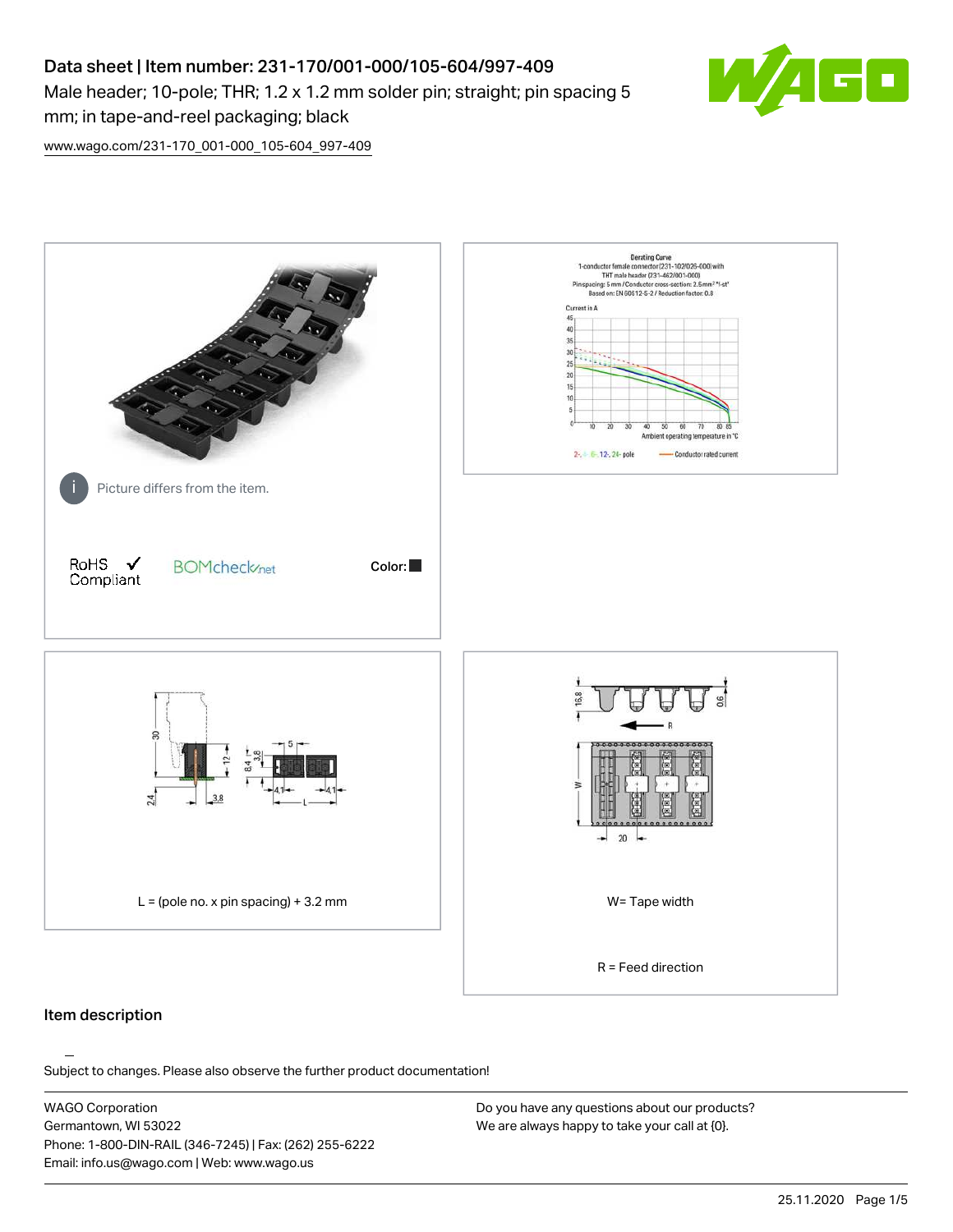# Data sheet | Item number: 231-170/001-000/105-604/997-409

Male header; 10-pole; THR; 1.2 x 1.2 mm solder pin; straight; pin spacing 5 mm; in tape-and-reel packaging; black

www.wago.com/231-170_001-000_105-604_997-409

Picture differs from the item.

RoHS Compliant ✓ BOMcheck.net

Color: ■

L = (pole no. x pin spacing) + 3.2 mm

W= Tape width

R = Feed direction

## Item description

Subject to changes. Please also observe the further product documentation!

WAGO Corporation
Germantown, WI 53022
Phone: 1-800-DIN-RAIL (346-7245) | Fax: (262) 255-6222
Email: info.us@wago.com | Web: www.wago.us

Do you have any questions about our products?
We are always happy to take your call at {0}.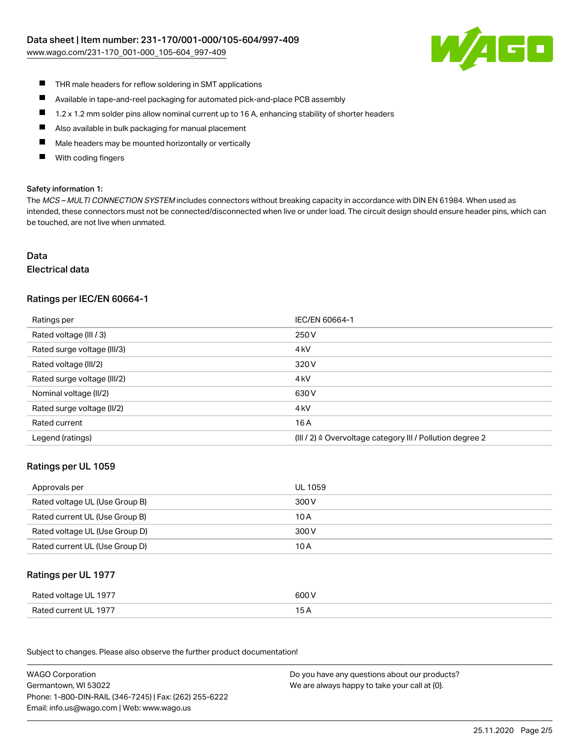- THR male headers for reflow soldering in SMT applications
- Available in tape-and-reel packaging for automated pick-and-place PCB assembly
- 1.2 x 1.2 mm solder pins allow nominal current up to 16 A, enhancing stability of shorter headers
- Also available in bulk packaging for manual placement
- Male headers may be mounted horizontally or vertically
- With coding fingers

#### Safety information 1:

The *MCS – MULTI CONNECTION SYSTEM* includes connectors without breaking capacity in accordance with DIN EN 61984. When used as intended, these connectors must not be connected/disconnected when live or under load. The circuit design should ensure header pins, which can be touched, are not live when unmated.

## Data

### Electrical data

#### Ratings per IEC/EN 60664-1

| Ratings per | IEC/EN 60664-1 |
| --- | --- |
| Rated voltage (III / 3) | 250 V |
| Rated surge voltage (III/3) | 4 kV |
| Rated voltage (III/2) | 320 V |
| Rated surge voltage (III/2) | 4 kV |
| Nominal voltage (II/2) | 630 V |
| Rated surge voltage (II/2) | 4 kV |
| Rated current | 16 A |
| Legend (ratings) | (III / 2) ≙ Overvoltage category III / Pollution degree 2 |

#### Ratings per UL 1059

| Approvals per | UL 1059 |
| --- | --- |
| Rated voltage UL (Use Group B) | 300 V |
| Rated current UL (Use Group B) | 10 A |
| Rated voltage UL (Use Group D) | 300 V |
| Rated current UL (Use Group D) | 10 A |

#### Ratings per UL 1977

| Rated voltage UL 1977 | 600 V |
| --- | --- |
| Rated current UL 1977 | 15 A |

Subject to changes. Please also observe the further product documentation!

WAGO Corporation
Germantown, WI 53022
Phone: 1-800-DIN-RAIL (346-7245) | Fax: (262) 255-6222
Email: info.us@wago.com | Web: www.wago.us

Do you have any questions about our products?
We are always happy to take your call at {0}.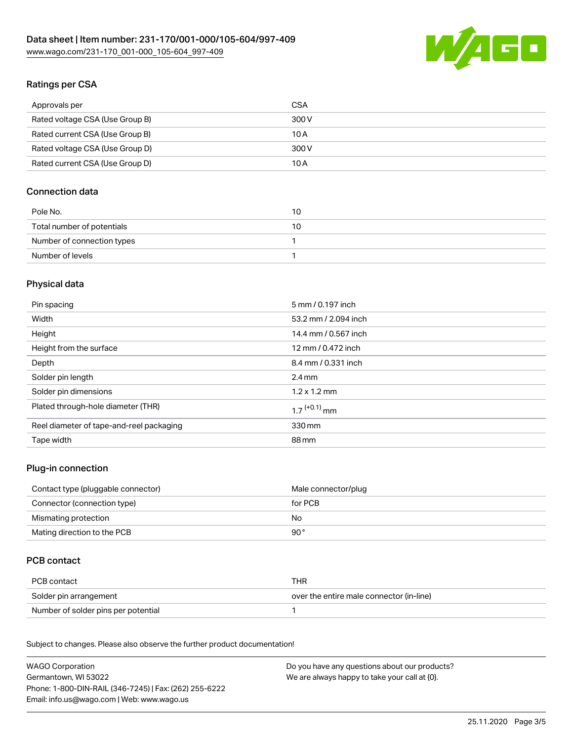## Ratings per CSA

| | |
|---|---|
| Approvals per | CSA |
| Rated voltage CSA (Use Group B) | 300 V |
| Rated current CSA (Use Group B) | 10 A |
| Rated voltage CSA (Use Group D) | 300 V |
| Rated current CSA (Use Group D) | 10 A |

## Connection data

| | |
|---|---|
| Pole No. | 10 |
| Total number of potentials | 10 |
| Number of connection types | 1 |
| Number of levels | 1 |

## Physical data

| | |
|---|---|
| Pin spacing | 5 mm / 0.197 inch |
| Width | 53.2 mm / 2.094 inch |
| Height | 14.4 mm / 0.567 inch |
| Height from the surface | 12 mm / 0.472 inch |
| Depth | 8.4 mm / 0.331 inch |
| Solder pin length | 2.4 mm |
| Solder pin dimensions | 1.2 x 1.2 mm |
| Plated through-hole diameter (THR) | $1.7^{(+0.1)}$ mm |
| Reel diameter of tape-and-reel packaging | 330 mm |
| Tape width | 88 mm |

## Plug-in connection

| | |
|---|---|
| Contact type (pluggable connector) | Male connector/plug |
| Connector (connection type) | for PCB |
| Mismating protection | No |
| Mating direction to the PCB | 90 ° |

## PCB contact

| | |
|---|---|
| PCB contact | THR |
| Solder pin arrangement | over the entire male connector (in-line) |
| Number of solder pins per potential | 1 |

Subject to changes. Please also observe the further product documentation!

WAGO Corporation
Germantown, WI 53022
Phone: 1-800-DIN-RAIL (346-7245) | Fax: (262) 255-6222
Email: info.us@wago.com | Web: www.wago.us

Do you have any questions about our products?
We are always happy to take your call at {0}.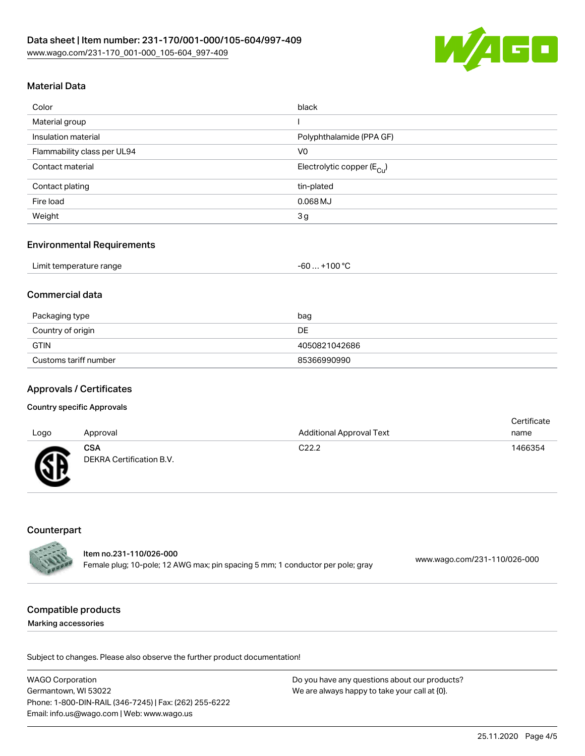## Material Data

| | |
|---|---|
| Color | black |
| Material group | I |
| Insulation material | Polyphthalamide (PPA GF) |
| Flammability class per UL94 | V0 |
| Contact material | Electrolytic copper ($E_{Cu}$) |
| Contact plating | tin-plated |
| Fire load | 0.068 MJ |
| Weight | 3 g |

## Environmental Requirements

| | |
|---|---|
| Limit temperature range | -60 … +100 °C |

## Commercial data

| | |
|---|---|
| Packaging type | bag |
| Country of origin | DE |
| GTIN | 4050821042686 |
| Customs tariff number | 85366990990 |

## Approvals / Certificates

#### Country specific Approvals

| Logo | Approval | Additional Approval Text | Certificate name |
|---|---|---|---|
| | **CSA** DEKRA Certification B.V. | C22.2 | 1466354 |

## Counterpart

**Item no.231-110/026-000**
Female plug; 10-pole; 12 AWG max; pin spacing 5 mm; 1 conductor per pole; gray — www.wago.com/231-110/026-000

## Compatible products

Marking accessories

Subject to changes. Please also observe the further product documentation!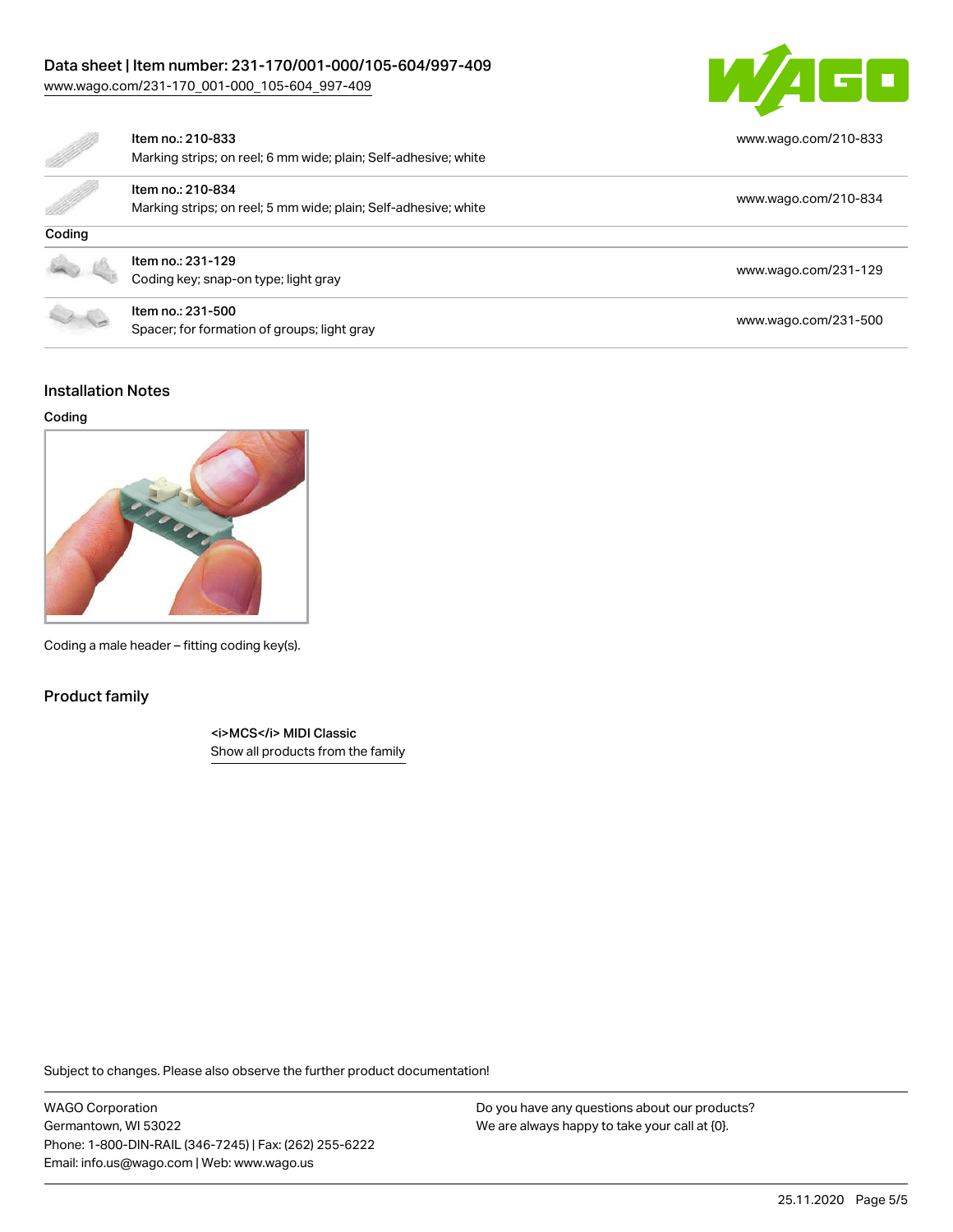| | | |
|---|---|---|
| | Item no.: 210-833<br>Marking strips; on reel; 6 mm wide; plain; Self-adhesive; white | www.wago.com/210-833 |
| | Item no.: 210-834<br>Marking strips; on reel; 5 mm wide; plain; Self-adhesive; white | www.wago.com/210-834 |
| **Coding** | | |
| | Item no.: 231-129<br>Coding key; snap-on type; light gray | www.wago.com/231-129 |
| | Item no.: 231-500<br>Spacer; for formation of groups; light gray | www.wago.com/231-500 |

## Installation Notes

### Coding

Coding a male header – fitting coding key(s).

## Product family

<i>MCS</i> MIDI Classic
Show all products from the family

Subject to changes. Please also observe the further product documentation!

WAGO Corporation
Germantown, WI 53022
Phone: 1-800-DIN-RAIL (346-7245) | Fax: (262) 255-6222
Email: info.us@wago.com | Web: www.wago.us

Do you have any questions about our products?
We are always happy to take your call at {0}.